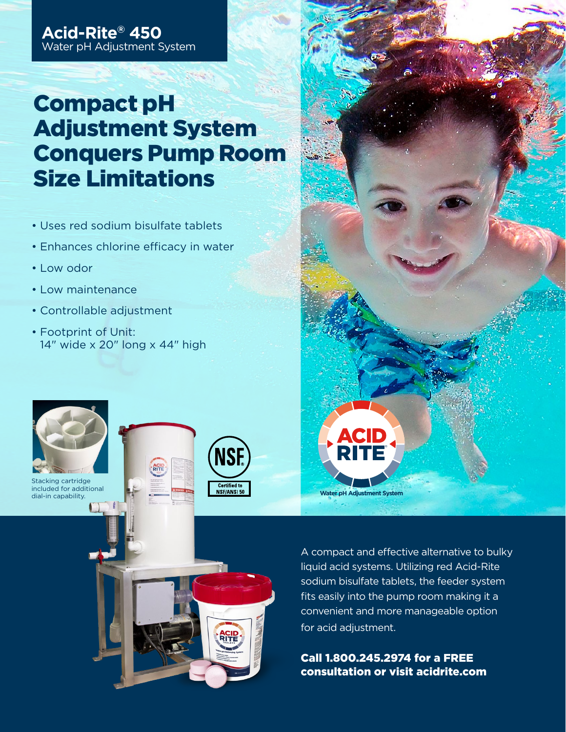**Acid-Rite® 450**
Water pH Adjustment System

# Compact pH Adjustment System Conquers Pump Room Size Limitations

- Uses red sodium bisulfate tablets
- Enhances chlorine efficacy in water
- Low odor
- Low maintenance
- Controllable adjustment
- Footprint of Unit: 14″ wide x 20″ long x 44″ high

Stacking cartridge included for additional dial-in capability.

NSF Certified to NSF/ANSI 50

ACID RITE® Water pH Adjustment System

A compact and effective alternative to bulky liquid acid systems. Utilizing red Acid-Rite sodium bisulfate tablets, the feeder system fits easily into the pump room making it a convenient and more manageable option for acid adjustment.

**Call 1.800.245.2974 for a FREE consultation or visit acidrite.com**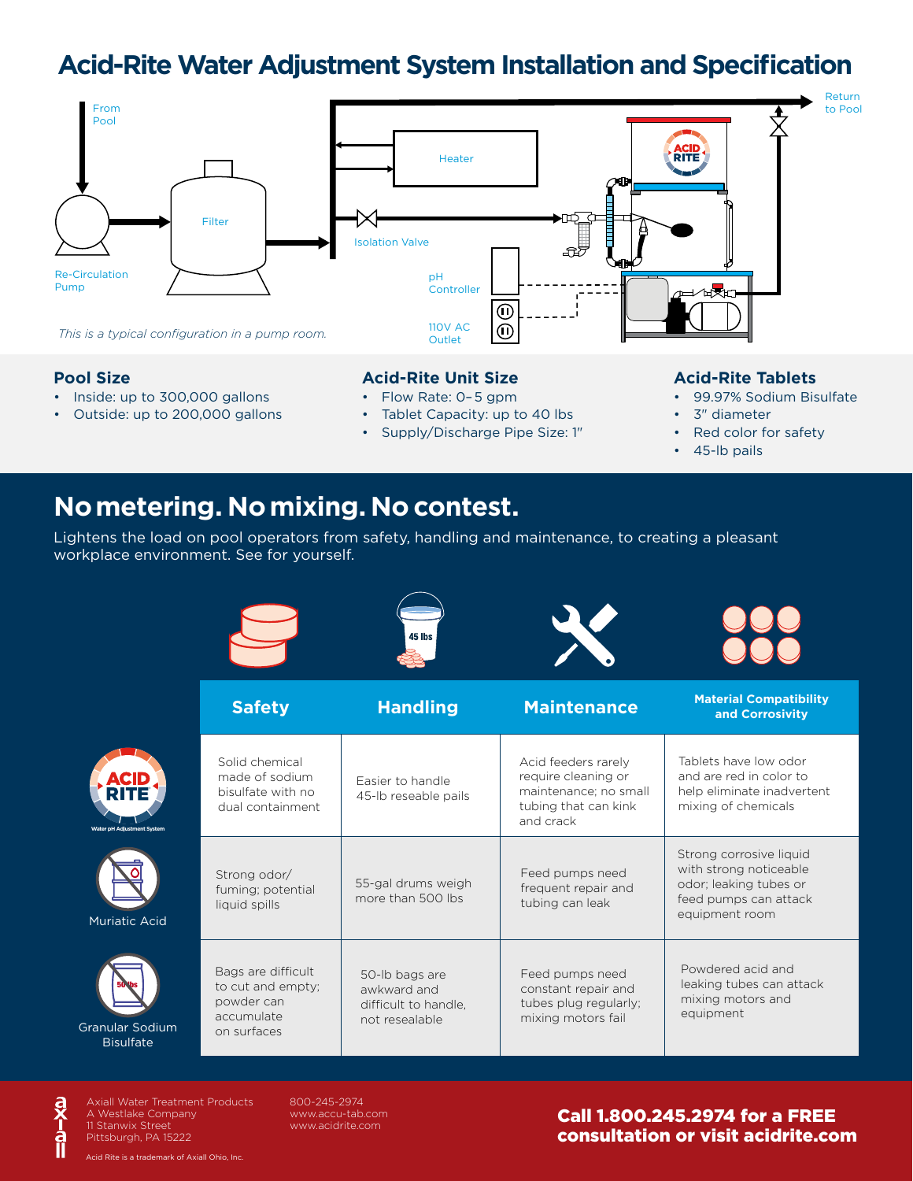# Acid-Rite Water Adjustment System Installation and Specification

From Pool

Re-Circulation Pump

Filter

Heater

Isolation Valve

pH Controller

110V AC Outlet

Return to Pool

*This is a typical configuration in a pump room.*

### Pool Size

- Inside: up to 300,000 gallons
- Outside: up to 200,000 gallons

### Acid-Rite Unit Size

- Flow Rate: 0–5 gpm
- Tablet Capacity: up to 40 lbs
- Supply/Discharge Pipe Size: 1"

### Acid-Rite Tablets

- 99.97% Sodium Bisulfate
- 3" diameter
- Red color for safety
- 45-lb pails

## No metering. No mixing. No contest.

Lightens the load on pool operators from safety, handling and maintenance, to creating a pleasant workplace environment. See for yourself.

| | Safety | Handling | Maintenance | Material Compatibility and Corrosivity |
|---|---|---|---|---|
| Acid Rite Water pH Adjustment System | Solid chemical made of sodium bisulfate with no dual containment | Easier to handle 45-lb resealable pails | Acid feeders rarely require cleaning or maintenance; no small tubing that can kink and crack | Tablets have low odor and are red in color to help eliminate inadvertent mixing of chemicals |
| Muriatic Acid | Strong odor/ fuming; potential liquid spills | 55-gal drums weigh more than 500 lbs | Feed pumps need frequent repair and tubing can leak | Strong corrosive liquid with strong noticeable odor; leaking tubes or feed pumps can attack equipment room |
| Granular Sodium Bisulfate | Bags are difficult to cut and empty; powder can accumulate on surfaces | 50-lb bags are awkward and difficult to handle, not resealable | Feed pumps need constant repair and tubes plug regularly; mixing motors fail | Powdered acid and leaking tubes can attack mixing motors and equipment |

Axiall Water Treatment Products
A Westlake Company
11 Stanwix Street
Pittsburgh, PA 15222

800-245-2974
www.accu-tab.com
www.acidrite.com

Acid Rite is a trademark of Axiall Ohio, Inc.

**Call 1.800.245.2974 for a FREE consultation or visit acidrite.com**